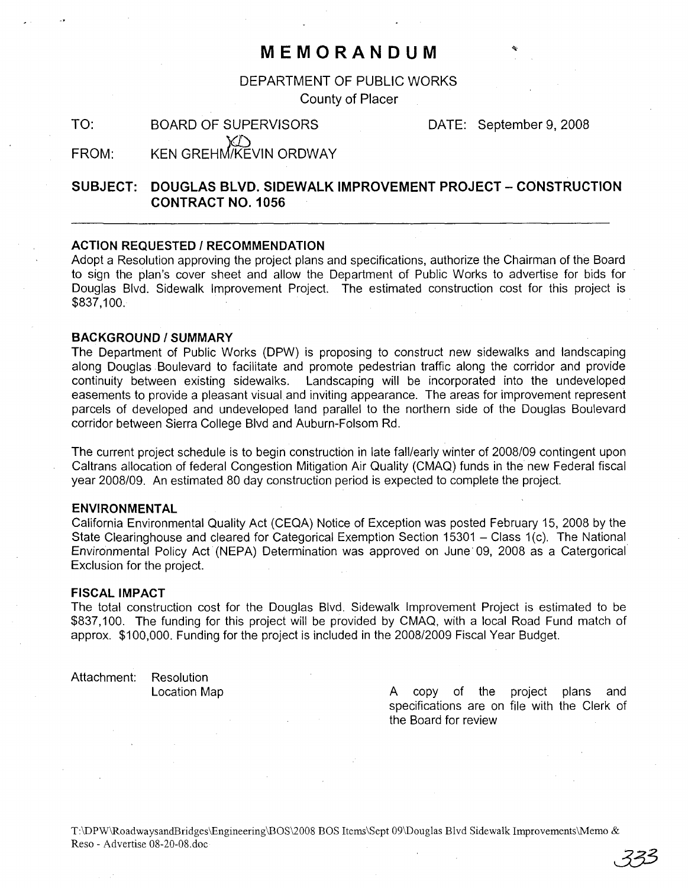# MEMORANDUM

DEPARTMENT OF PUBLIC WORKS
County of Placer

TO: BOARD OF SUPERVISORS DATE: September 9, 2008

FROM: KEN GREHM/KEVIN ORDWAY

**SUBJECT: DOUGLAS BLVD. SIDEWALK IMPROVEMENT PROJECT – CONSTRUCTION CONTRACT NO. 1056**

---

### ACTION REQUESTED / RECOMMENDATION

Adopt a Resolution approving the project plans and specifications, authorize the Chairman of the Board to sign the plan's cover sheet and allow the Department of Public Works to advertise for bids for Douglas Blvd. Sidewalk Improvement Project. The estimated construction cost for this project is $837,100.

### BACKGROUND / SUMMARY

The Department of Public Works (DPW) is proposing to construct new sidewalks and landscaping along Douglas Boulevard to facilitate and promote pedestrian traffic along the corridor and provide continuity between existing sidewalks. Landscaping will be incorporated into the undeveloped easements to provide a pleasant visual and inviting appearance. The areas for improvement represent parcels of developed and undeveloped land parallel to the northern side of the Douglas Boulevard corridor between Sierra College Blvd and Auburn-Folsom Rd.

The current project schedule is to begin construction in late fall/early winter of 2008/09 contingent upon Caltrans allocation of federal Congestion Mitigation Air Quality (CMAQ) funds in the new Federal fiscal year 2008/09. An estimated 80 day construction period is expected to complete the project.

### ENVIRONMENTAL

California Environmental Quality Act (CEQA) Notice of Exception was posted February 15, 2008 by the State Clearinghouse and cleared for Categorical Exemption Section 15301 – Class 1(c). The National Environmental Policy Act (NEPA) Determination was approved on June 09, 2008 as a Catergorical Exclusion for the project.

### FISCAL IMPACT

The total construction cost for the Douglas Blvd. Sidewalk Improvement Project is estimated to be $837,100. The funding for this project will be provided by CMAQ, with a local Road Fund match of approx. $100,000. Funding for the project is included in the 2008/2009 Fiscal Year Budget.

Attachment: Resolution
Location Map

A copy of the project plans and specifications are on file with the Clerk of the Board for review

T:\DPW\RoadwaysandBridges\Engineering\BOS\2008 BOS Items\Sept 09\Douglas Blvd Sidewalk Improvements\Memo & Reso - Advertise 08-20-08.doc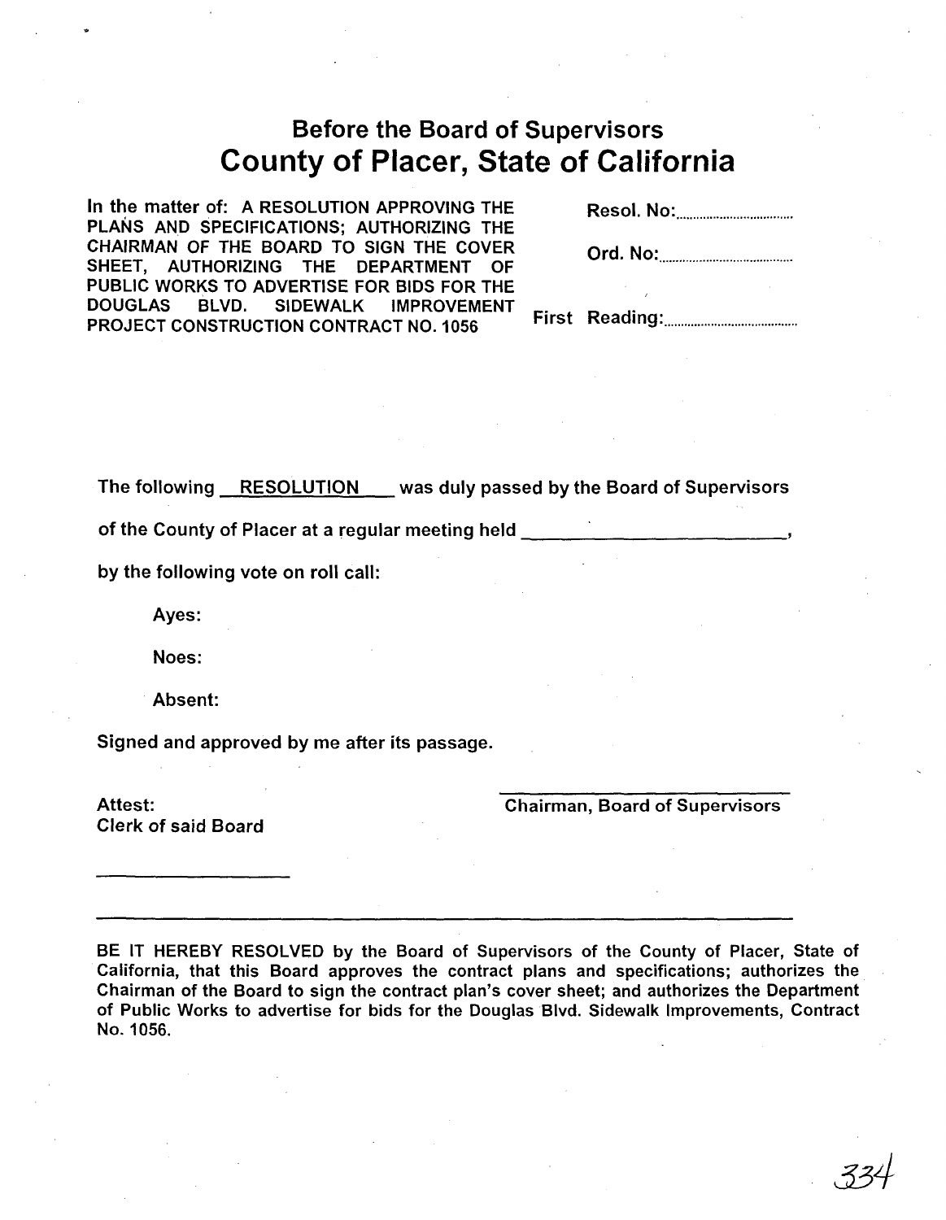## Before the Board of Supervisors
# County of Placer, State of California

In the matter of: A RESOLUTION APPROVING THE PLANS AND SPECIFICATIONS; AUTHORIZING THE CHAIRMAN OF THE BOARD TO SIGN THE COVER SHEET, AUTHORIZING THE DEPARTMENT OF PUBLIC WORKS TO ADVERTISE FOR BIDS FOR THE DOUGLAS BLVD. SIDEWALK IMPROVEMENT PROJECT CONSTRUCTION CONTRACT NO. 1056

Resol. No:..............................

Ord. No:..............................

First Reading:..............................

The following RESOLUTION was duly passed by the Board of Supervisors of the County of Placer at a regular meeting held ______________________,

by the following vote on roll call:

Ayes:

Noes:

Absent:

Signed and approved by me after its passage.

Attest:
Clerk of said Board

______________________

______________________
Chairman, Board of Supervisors

BE IT HEREBY RESOLVED by the Board of Supervisors of the County of Placer, State of California, that this Board approves the contract plans and specifications; authorizes the Chairman of the Board to sign the contract plan's cover sheet; and authorizes the Department of Public Works to advertise for bids for the Douglas Blvd. Sidewalk Improvements, Contract No. 1056.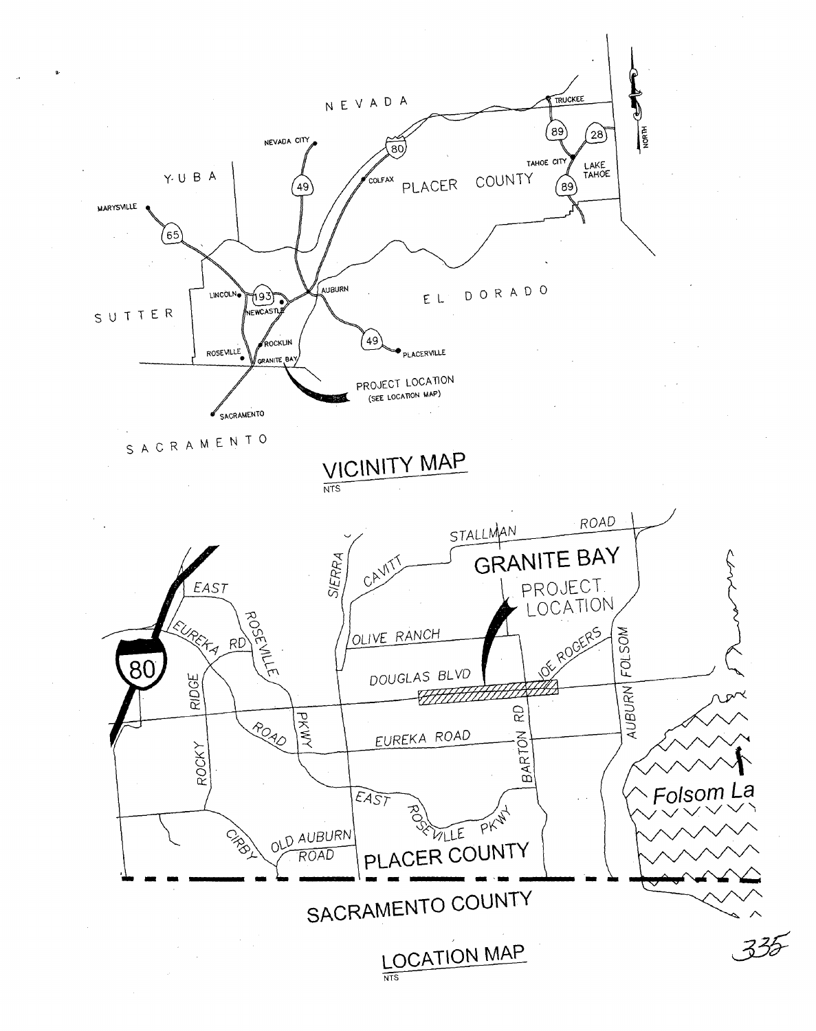## VICINITY MAP

NTS

## LOCATION MAP

NTS